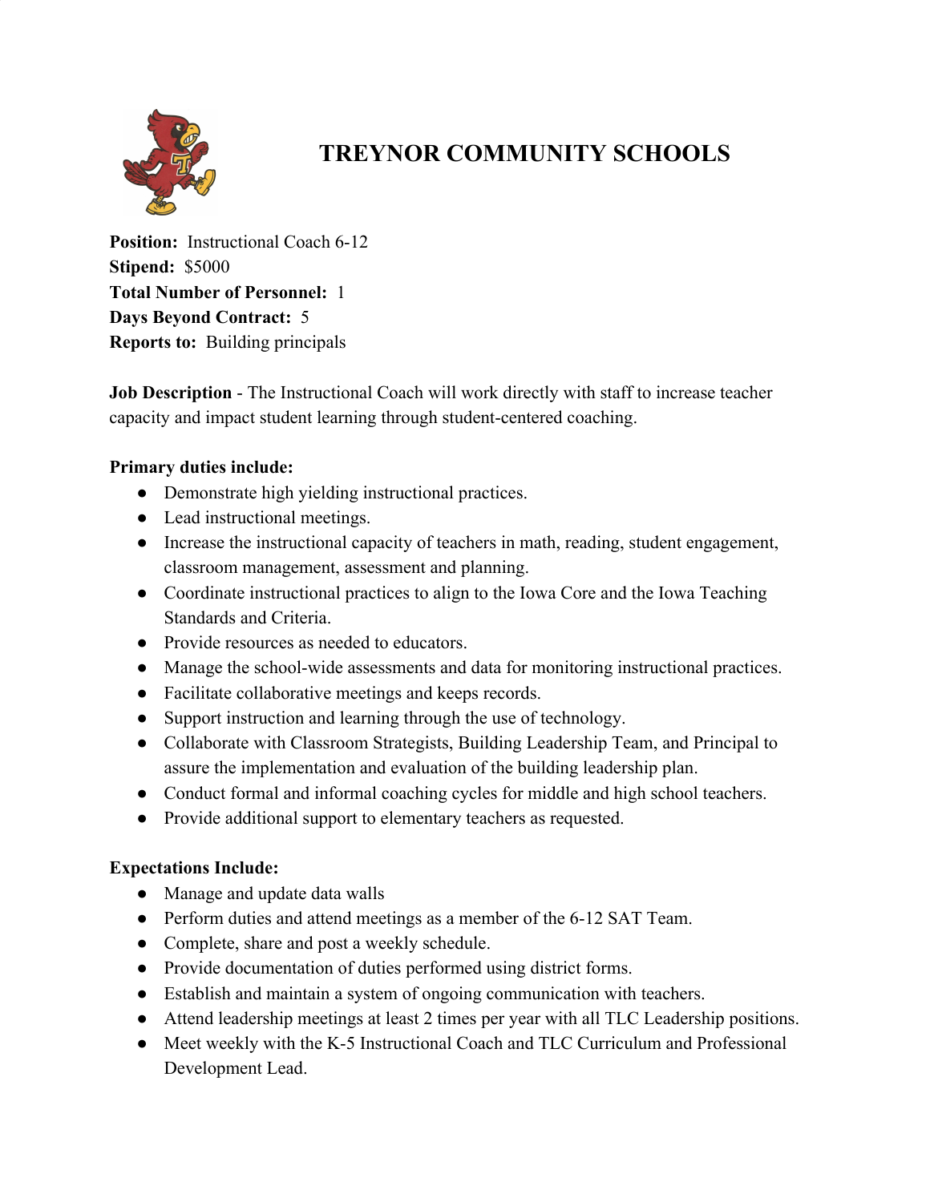# TREYNOR COMMUNITY SCHOOLS

**Position:** Instructional Coach 6-12
**Stipend:** $5000
**Total Number of Personnel:** 1
**Days Beyond Contract:** 5
**Reports to:** Building principals

**Job Description** - The Instructional Coach will work directly with staff to increase teacher capacity and impact student learning through student-centered coaching.

**Primary duties include:**

- Demonstrate high yielding instructional practices.
- Lead instructional meetings.
- Increase the instructional capacity of teachers in math, reading, student engagement, classroom management, assessment and planning.
- Coordinate instructional practices to align to the Iowa Core and the Iowa Teaching Standards and Criteria.
- Provide resources as needed to educators.
- Manage the school-wide assessments and data for monitoring instructional practices.
- Facilitate collaborative meetings and keeps records.
- Support instruction and learning through the use of technology.
- Collaborate with Classroom Strategists, Building Leadership Team, and Principal to assure the implementation and evaluation of the building leadership plan.
- Conduct formal and informal coaching cycles for middle and high school teachers.
- Provide additional support to elementary teachers as requested.

**Expectations Include:**

- Manage and update data walls
- Perform duties and attend meetings as a member of the 6-12 SAT Team.
- Complete, share and post a weekly schedule.
- Provide documentation of duties performed using district forms.
- Establish and maintain a system of ongoing communication with teachers.
- Attend leadership meetings at least 2 times per year with all TLC Leadership positions.
- Meet weekly with the K-5 Instructional Coach and TLC Curriculum and Professional Development Lead.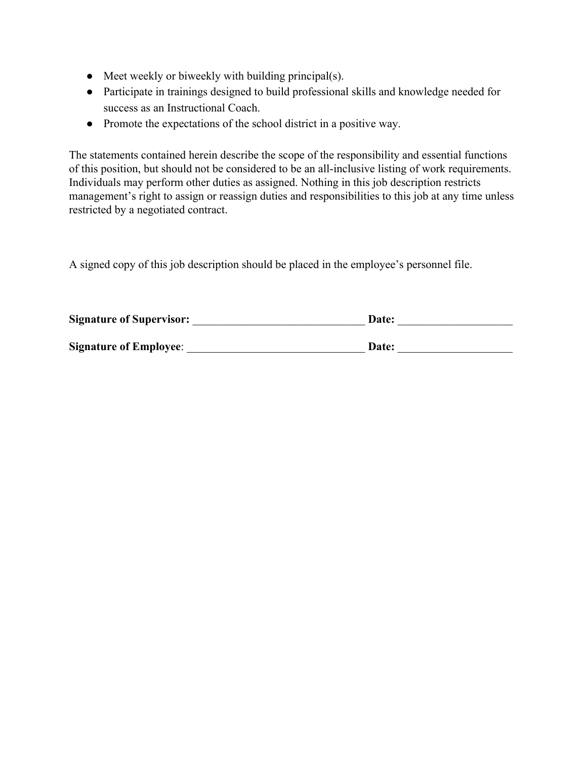- Meet weekly or biweekly with building principal(s).
- Participate in trainings designed to build professional skills and knowledge needed for success as an Instructional Coach.
- Promote the expectations of the school district in a positive way.

The statements contained herein describe the scope of the responsibility and essential functions of this position, but should not be considered to be an all-inclusive listing of work requirements. Individuals may perform other duties as assigned. Nothing in this job description restricts management's right to assign or reassign duties and responsibilities to this job at any time unless restricted by a negotiated contract.

A signed copy of this job description should be placed in the employee's personnel file.

**Signature of Supervisor:** _______________________________ **Date:** ____________________

**Signature of Employee**: _______________________________ **Date:** ____________________